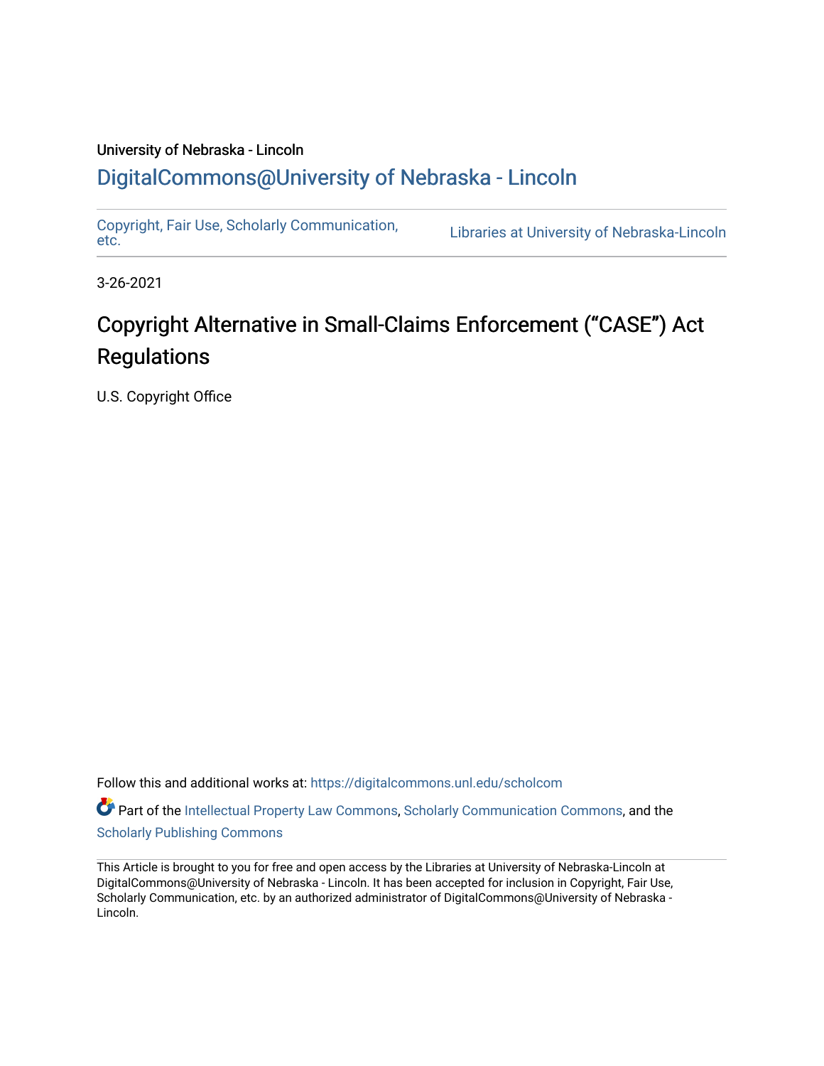University of Nebraska - Lincoln

DigitalCommons@University of Nebraska - Lincoln

Copyright, Fair Use, Scholarly Communication, etc.

Libraries at University of Nebraska-Lincoln

3-26-2021

# Copyright Alternative in Small-Claims Enforcement ("CASE") Act Regulations

U.S. Copyright Office

Follow this and additional works at: https://digitalcommons.unl.edu/scholcom

Part of the Intellectual Property Law Commons, Scholarly Communication Commons, and the Scholarly Publishing Commons

This Article is brought to you for free and open access by the Libraries at University of Nebraska-Lincoln at DigitalCommons@University of Nebraska - Lincoln. It has been accepted for inclusion in Copyright, Fair Use, Scholarly Communication, etc. by an authorized administrator of DigitalCommons@University of Nebraska - Lincoln.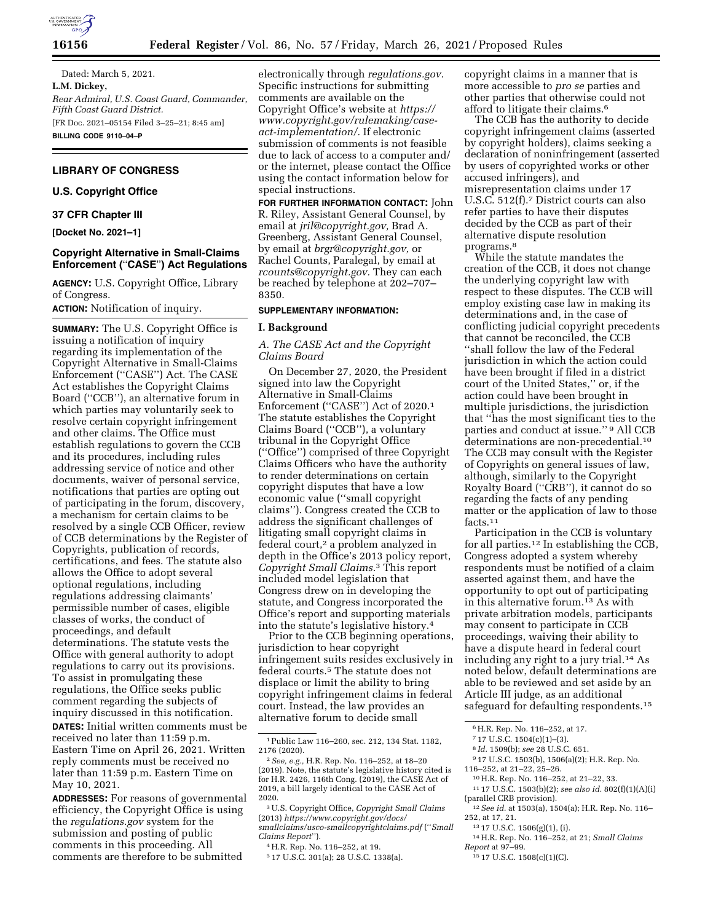Dated: March 5, 2021.

**L.M. Dickey,**

*Rear Admiral, U.S. Coast Guard, Commander, Fifth Coast Guard District.*

[FR Doc. 2021–05154 Filed 3–25–21; 8:45 am]

**BILLING CODE 9110–04–P**

## LIBRARY OF CONGRESS

### U.S. Copyright Office

### 37 CFR Chapter III

**[Docket No. 2021–1]**

### Copyright Alternative in Small-Claims Enforcement (''CASE'') Act Regulations

**AGENCY:** U.S. Copyright Office, Library of Congress.

**ACTION:** Notification of inquiry.

**SUMMARY:** The U.S. Copyright Office is issuing a notification of inquiry regarding its implementation of the Copyright Alternative in Small-Claims Enforcement (''CASE'') Act. The CASE Act establishes the Copyright Claims Board (''CCB''), an alternative forum in which parties may voluntarily seek to resolve certain copyright infringement and other claims. The Office must establish regulations to govern the CCB and its procedures, including rules addressing service of notice and other documents, waiver of personal service, notifications that parties are opting out of participating in the forum, discovery, a mechanism for certain claims to be resolved by a single CCB Officer, review of CCB determinations by the Register of Copyrights, publication of records, certifications, and fees. The statute also allows the Office to adopt several optional regulations, including regulations addressing claimants' permissible number of cases, eligible classes of works, the conduct of proceedings, and default determinations. The statute vests the Office with general authority to adopt regulations to carry out its provisions. To assist in promulgating these regulations, the Office seeks public comment regarding the subjects of inquiry discussed in this notification.

**DATES:** Initial written comments must be received no later than 11:59 p.m. Eastern Time on April 26, 2021. Written reply comments must be received no later than 11:59 p.m. Eastern Time on May 10, 2021.

**ADDRESSES:** For reasons of governmental efficiency, the Copyright Office is using the *regulations.gov* system for the submission and posting of public comments in this proceeding. All comments are therefore to be submitted electronically through *regulations.gov.* Specific instructions for submitting comments are available on the Copyright Office's website at *https://www.copyright.gov/rulemaking/case-act-implementation/.* If electronic submission of comments is not feasible due to lack of access to a computer and/or the internet, please contact the Office using the contact information below for special instructions.

**FOR FURTHER INFORMATION CONTACT:** John R. Riley, Assistant General Counsel, by email at *jril@copyright.gov,* Brad A. Greenberg, Assistant General Counsel, by email at *brgr@copyright.gov,* or Rachel Counts, Paralegal, by email at *rcounts@copyright.gov.* They can each be reached by telephone at 202–707–8350.

**SUPPLEMENTARY INFORMATION:**

**I. Background**

*A. The CASE Act and the Copyright Claims Board*

On December 27, 2020, the President signed into law the Copyright Alternative in Small-Claims Enforcement (''CASE'') Act of 2020.[1] The statute establishes the Copyright Claims Board (''CCB''), a voluntary tribunal in the Copyright Office (''Office'') comprised of three Copyright Claims Officers who have the authority to render determinations on certain copyright disputes that have a low economic value (''small copyright claims''). Congress created the CCB to address the significant challenges of litigating small copyright claims in federal court,[2] a problem analyzed in depth in the Office's 2013 policy report, *Copyright Small Claims.*[3] This report included model legislation that Congress drew on in developing the statute, and Congress incorporated the Office's report and supporting materials into the statute's legislative history.[4]

Prior to the CCB beginning operations, jurisdiction to hear copyright infringement suits resides exclusively in federal courts.[5] The statute does not displace or limit the ability to bring copyright infringement claims in federal court. Instead, the law provides an alternative forum to decide small copyright claims in a manner that is more accessible to *pro se* parties and other parties that otherwise could not afford to litigate their claims.[6]

The CCB has the authority to decide copyright infringement claims (asserted by copyright holders), claims seeking a declaration of noninfringement (asserted by users of copyrighted works or other accused infringers), and misrepresentation claims under 17 U.S.C. 512(f).[7] District courts can also refer parties to have their disputes decided by the CCB as part of their alternative dispute resolution programs.[8]

While the statute mandates the creation of the CCB, it does not change the underlying copyright law with respect to these disputes. The CCB will employ existing case law in making its determinations and, in the case of conflicting judicial copyright precedents that cannot be reconciled, the CCB ''shall follow the law of the Federal jurisdiction in which the action could have been brought if filed in a district court of the United States,'' or, if the action could have been brought in multiple jurisdictions, the jurisdiction that ''has the most significant ties to the parties and conduct at issue.''[9] All CCB determinations are non-precedential.[10] The CCB may consult with the Register of Copyrights on general issues of law, although, similarly to the Copyright Royalty Board (''CRB''), it cannot do so regarding the facts of any pending matter or the application of law to those facts.[11]

Participation in the CCB is voluntary for all parties.[12] In establishing the CCB, Congress adopted a system whereby respondents must be notified of a claim asserted against them, and have the opportunity to opt out of participating in this alternative forum.[13] As with private arbitration models, participants may consent to participate in CCB proceedings, waiving their ability to have a dispute heard in federal court including any right to a jury trial.[14] As noted below, default determinations are able to be reviewed and set aside by an Article III judge, as an additional safeguard for defaulting respondents.[15]

---

[1] Public Law 116–260, sec. 212, 134 Stat. 1182, 2176 (2020).

[2] *See, e.g.,* H.R. Rep. No. 116–252, at 18–20 (2019). Note, the statute's legislative history cited is for H.R. 2426, 116th Cong. (2019), the CASE Act of 2019, a bill largely identical to the CASE Act of 2020.

[3] U.S. Copyright Office, *Copyright Small Claims* (2013) *https://www.copyright.gov/docs/smallclaims/usco-smallcopyrightclaims.pdf* (''*Small Claims Report*'').

[4] H.R. Rep. No. 116–252, at 19.

[5] 17 U.S.C. 301(a); 28 U.S.C. 1338(a).

[6] H.R. Rep. No. 116–252, at 17.

[7] 17 U.S.C. 1504(c)(1)–(3).

[8] *Id.* 1509(b); *see* 28 U.S.C. 651.

[9] 17 U.S.C. 1503(b), 1506(a)(2); H.R. Rep. No. 116–252, at 21–22, 25–26.

[10] H.R. Rep. No. 116–252, at 21–22, 33.

[11] 17 U.S.C. 1503(b)(2); *see also id.* 802(f)(1)(A)(i) (parallel CRB provision).

[12] *See id.* at 1503(a), 1504(a); H.R. Rep. No. 116–252, at 17, 21.

[13] 17 U.S.C. 1506(g)(1), (i).

[14] H.R. Rep. No. 116–252, at 21; *Small Claims Report* at 97–99.

[15] 17 U.S.C. 1508(c)(1)(C).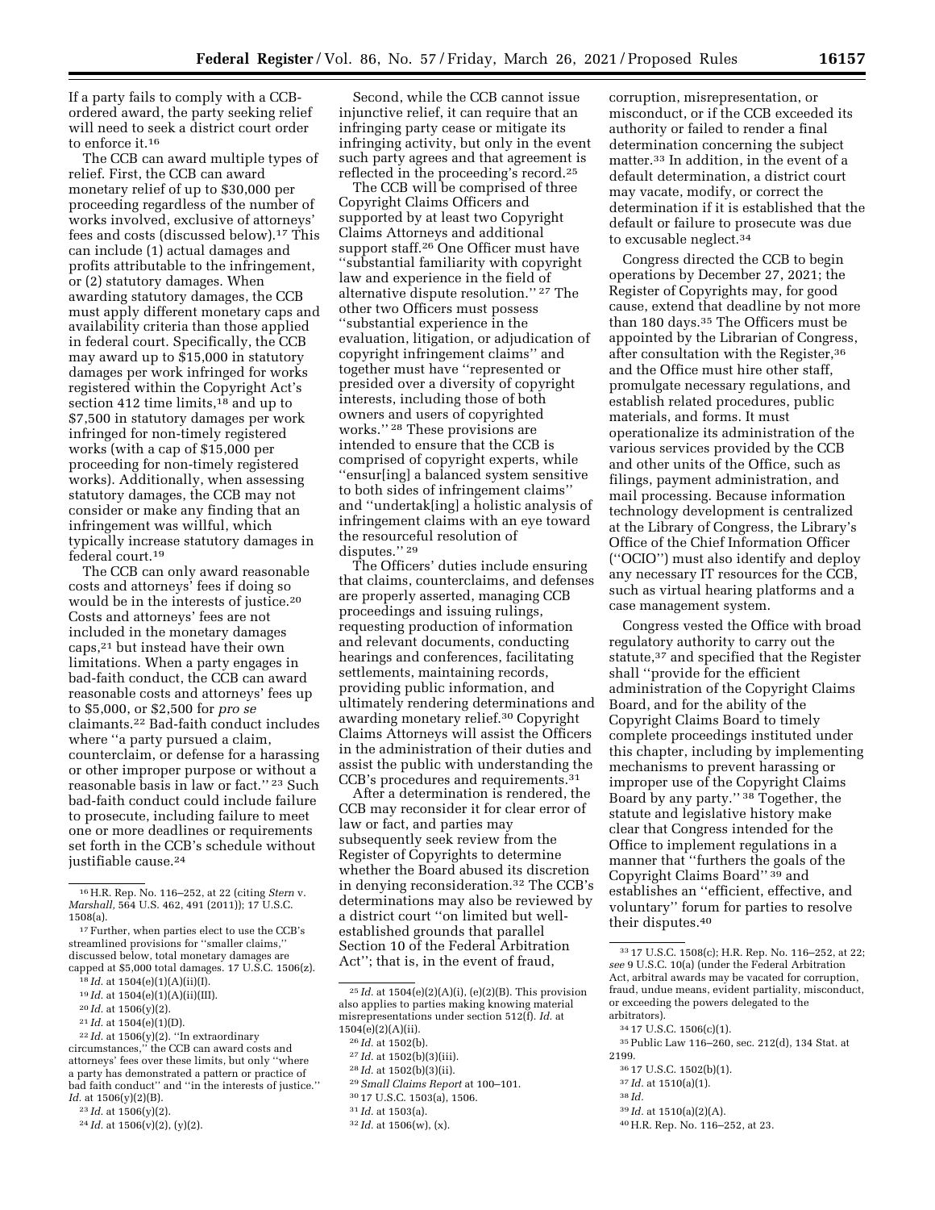If a party fails to comply with a CCB-ordered award, the party seeking relief will need to seek a district court order to enforce it.[16]

The CCB can award multiple types of relief. First, the CCB can award monetary relief of up to $30,000 per proceeding regardless of the number of works involved, exclusive of attorneys' fees and costs (discussed below).[17] This can include (1) actual damages and profits attributable to the infringement, or (2) statutory damages. When awarding statutory damages, the CCB must apply different monetary caps and availability criteria than those applied in federal court. Specifically, the CCB may award up to $15,000 in statutory damages per work infringed for works registered within the Copyright Act's section 412 time limits,[18] and up to $7,500 in statutory damages per work infringed for non-timely registered works (with a cap of $15,000 per proceeding for non-timely registered works). Additionally, when assessing statutory damages, the CCB may not consider or make any finding that an infringement was willful, which typically increase statutory damages in federal court.[19]

The CCB can only award reasonable costs and attorneys' fees if doing so would be in the interests of justice.[20] Costs and attorneys' fees are not included in the monetary damages caps,[21] but instead have their own limitations. When a party engages in bad-faith conduct, the CCB can award reasonable costs and attorneys' fees up to $5,000, or $2,500 for *pro se* claimants.[22] Bad-faith conduct includes where "a party pursued a claim, counterclaim, or defense for a harassing or other improper purpose or without a reasonable basis in law or fact." [23] Such bad-faith conduct could include failure to prosecute, including failure to meet one or more deadlines or requirements set forth in the CCB's schedule without justifiable cause.[24]

Second, while the CCB cannot issue injunctive relief, it can require that an infringing party cease or mitigate its infringing activity, but only in the event such party agrees and that agreement is reflected in the proceeding's record.[25]

The CCB will be comprised of three Copyright Claims Officers and supported by at least two Copyright Claims Attorneys and additional support staff.[26] One Officer must have "substantial familiarity with copyright law and experience in the field of alternative dispute resolution." [27] The other two Officers must possess "substantial experience in the evaluation, litigation, or adjudication of copyright infringement claims" and together must have "represented or presided over a diversity of copyright interests, including those of both owners and users of copyrighted works." [28] These provisions are intended to ensure that the CCB is comprised of copyright experts, while "ensur[ing] a balanced system sensitive to both sides of infringement claims" and "undertak[ing] a holistic analysis of infringement claims with an eye toward the resourceful resolution of disputes." [29]

The Officers' duties include ensuring that claims, counterclaims, and defenses are properly asserted, managing CCB proceedings and issuing rulings, requesting production of information and relevant documents, conducting hearings and conferences, facilitating settlements, maintaining records, providing public information, and ultimately rendering determinations and awarding monetary relief.[30] Copyright Claims Attorneys will assist the Officers in the administration of their duties and assist the public with understanding the CCB's procedures and requirements.[31]

After a determination is rendered, the CCB may reconsider it for clear error of law or fact, and parties may subsequently seek review from the Register of Copyrights to determine whether the Board abused its discretion in denying reconsideration.[32] The CCB's determinations may also be reviewed by a district court "on limited but well-established grounds that parallel Section 10 of the Federal Arbitration Act"; that is, in the event of fraud, corruption, misrepresentation, or misconduct, or if the CCB exceeded its authority or failed to render a final determination concerning the subject matter.[33] In addition, in the event of a default determination, a district court may vacate, modify, or correct the determination if it is established that the default or failure to prosecute was due to excusable neglect.[34]

Congress directed the CCB to begin operations by December 27, 2021; the Register of Copyrights may, for good cause, extend that deadline by not more than 180 days.[35] The Officers must be appointed by the Librarian of Congress, after consultation with the Register,[36] and the Office must hire other staff, promulgate necessary regulations, and establish related procedures, public materials, and forms. It must operationalize its administration of the various services provided by the CCB and other units of the Office, such as filings, payment administration, and mail processing. Because information technology development is centralized at the Library of Congress, the Library's Office of the Chief Information Officer ("OCIO") must also identify and deploy any necessary IT resources for the CCB, such as virtual hearing platforms and a case management system.

Congress vested the Office with broad regulatory authority to carry out the statute,[37] and specified that the Register shall "provide for the efficient administration of the Copyright Claims Board, and for the ability of the Copyright Claims Board to timely complete proceedings instituted under this chapter, including by implementing mechanisms to prevent harassing or improper use of the Copyright Claims Board by any party." [38] Together, the statute and legislative history make clear that Congress intended for the Office to implement regulations in a manner that "furthers the goals of the Copyright Claims Board" [39] and establishes an "efficient, effective, and voluntary" forum for parties to resolve their disputes.[40]

---

[16] H.R. Rep. No. 116–252, at 22 (citing *Stern* v. *Marshall,* 564 U.S. 462, 491 (2011)); 17 U.S.C. 1508(a).

[17] Further, when parties elect to use the CCB's streamlined provisions for "smaller claims," discussed below, total monetary damages are capped at $5,000 total damages. 17 U.S.C. 1506(z).

[18] *Id.* at 1504(e)(1)(A)(ii)(I).

[19] *Id.* at 1504(e)(1)(A)(ii)(III).

[20] *Id.* at 1506(y)(2).

[21] *Id.* at 1504(e)(1)(D).

[22] *Id.* at 1506(y)(2). "In extraordinary circumstances," the CCB can award costs and attorneys' fees over these limits, but only "where a party has demonstrated a pattern or practice of bad faith conduct" and "in the interests of justice." *Id.* at 1506(y)(2)(B).

[23] *Id.* at 1506(y)(2).

[24] *Id.* at 1506(v)(2), (y)(2).

[25] *Id.* at 1504(e)(2)(A)(i), (e)(2)(B). This provision also applies to parties making knowing material misrepresentations under section 512(f). *Id.* at 1504(e)(2)(A)(ii).

[26] *Id.* at 1502(b).

[27] *Id.* at 1502(b)(3)(iii).

[28] *Id.* at 1502(b)(3)(ii).

[29] *Small Claims Report* at 100–101.

[30] 17 U.S.C. 1503(a), 1506.

[31] *Id.* at 1503(a).

[32] *Id.* at 1506(w), (x).

[33] 17 U.S.C. 1508(c); H.R. Rep. No. 116–252, at 22; *see* 9 U.S.C. 10(a) (under the Federal Arbitration Act, arbitral awards may be vacated for corruption, fraud, undue means, evident partiality, misconduct, or exceeding the powers delegated to the arbitrators).

[34] 17 U.S.C. 1506(c)(1).

[35] Public Law 116–260, sec. 212(d), 134 Stat. at 2199.

[36] 17 U.S.C. 1502(b)(1).

[37] *Id.* at 1510(a)(1).

[38] *Id.*

[39] *Id.* at 1510(a)(2)(A).

[40] H.R. Rep. No. 116–252, at 23.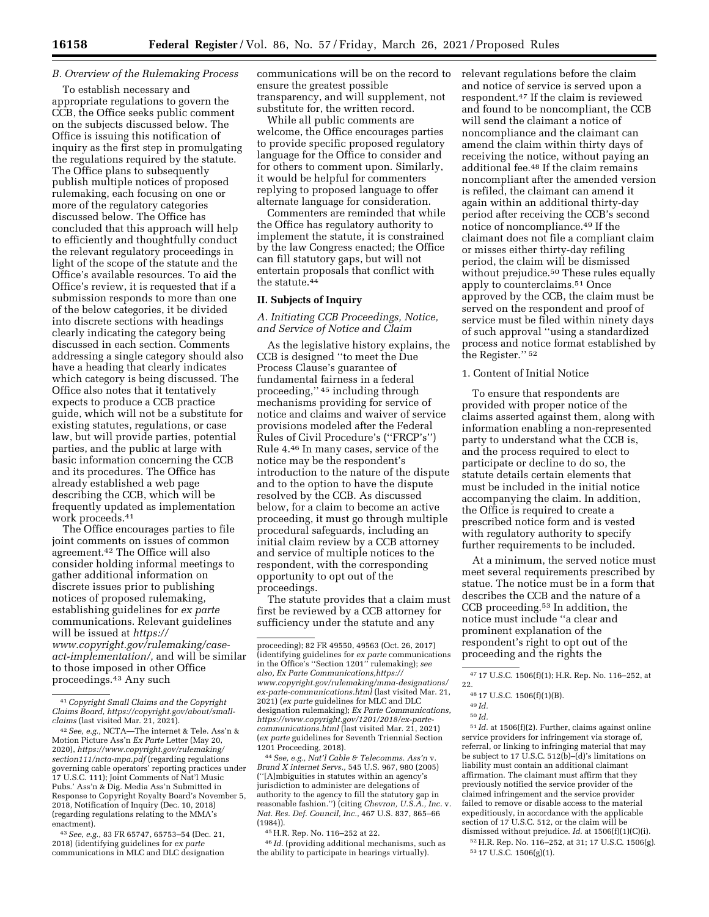### B. Overview of the Rulemaking Process

To establish necessary and appropriate regulations to govern the CCB, the Office seeks public comment on the subjects discussed below. The Office is issuing this notification of inquiry as the first step in promulgating the regulations required by the statute. The Office plans to subsequently publish multiple notices of proposed rulemaking, each focusing on one or more of the regulatory categories discussed below. The Office has concluded that this approach will help to efficiently and thoughtfully conduct the relevant regulatory proceedings in light of the scope of the statute and the Office's available resources. To aid the Office's review, it is requested that if a submission responds to more than one of the below categories, it be divided into discrete sections with headings clearly indicating the category being discussed in each section. Comments addressing a single category should also have a heading that clearly indicates which category is being discussed. The Office also notes that it tentatively expects to produce a CCB practice guide, which will not be a substitute for existing statutes, regulations, or case law, but will provide parties, potential parties, and the public at large with basic information concerning the CCB and its procedures. The Office has already established a web page describing the CCB, which will be frequently updated as implementation work proceeds.[41]

The Office encourages parties to file joint comments on issues of common agreement.[42] The Office will also consider holding informal meetings to gather additional information on discrete issues prior to publishing notices of proposed rulemaking, establishing guidelines for *ex parte* communications. Relevant guidelines will be issued at *https://www.copyright.gov/rulemaking/case-act-implementation/,* and will be similar to those imposed in other Office proceedings.[43] Any such communications will be on the record to ensure the greatest possible transparency, and will supplement, not substitute for, the written record.

While all public comments are welcome, the Office encourages parties to provide specific proposed regulatory language for the Office to consider and for others to comment upon. Similarly, it would be helpful for commenters replying to proposed language to offer alternate language for consideration.

Commenters are reminded that while the Office has regulatory authority to implement the statute, it is constrained by the law Congress enacted; the Office can fill statutory gaps, but will not entertain proposals that conflict with the statute.[44]

## II. Subjects of Inquiry

### A. Initiating CCB Proceedings, Notice, and Service of Notice and Claim

As the legislative history explains, the CCB is designed "to meet the Due Process Clause's guarantee of fundamental fairness in a federal proceeding," [45] including through mechanisms providing for service of notice and claims and waiver of service provisions modeled after the Federal Rules of Civil Procedure's ("FRCP's") Rule 4.[46] In many cases, service of the notice may be the respondent's introduction to the nature of the dispute and to the option to have the dispute resolved by the CCB. As discussed below, for a claim to become an active proceeding, it must go through multiple procedural safeguards, including an initial claim review by a CCB attorney and service of multiple notices to the respondent, with the corresponding opportunity to opt out of the proceedings.

The statute provides that a claim must first be reviewed by a CCB attorney for sufficiency under the statute and any relevant regulations before the claim and notice of service is served upon a respondent.[47] If the claim is reviewed and found to be noncompliant, the CCB will send the claimant a notice of noncompliance and the claimant can amend the claim within thirty days of receiving the notice, without paying an additional fee.[48] If the claim remains noncompliant after the amended version is refiled, the claimant can amend it again within an additional thirty-day period after receiving the CCB's second notice of noncompliance.[49] If the claimant does not file a compliant claim or misses either thirty-day refiling period, the claim will be dismissed without prejudice.[50] These rules equally apply to counterclaims.[51] Once approved by the CCB, the claim must be served on the respondent and proof of service must be filed within ninety days of such approval "using a standardized process and notice format established by the Register." [52]

#### 1. Content of Initial Notice

To ensure that respondents are provided with proper notice of the claims asserted against them, along with information enabling a non-represented party to understand what the CCB is, and the process required to elect to participate or decline to do so, the statute details certain elements that must be included in the initial notice accompanying the claim. In addition, the Office is required to create a prescribed notice form and is vested with regulatory authority to specify further requirements to be included.

At a minimum, the served notice must meet several requirements prescribed by statue. The notice must be in a form that describes the CCB and the nature of a CCB proceeding.[53] In addition, the notice must include "a clear and prominent explanation of the respondent's right to opt out of the proceeding and the rights the

---

[41] *Copyright Small Claims and the Copyright Claims Board, https://copyright.gov/about/small-claims* (last visited Mar. 21, 2021).

[42] *See, e.g.,* NCTA—The internet & Tele. Ass'n & Motion Picture Ass'n *Ex Parte* Letter (May 20, 2020), *https://www.copyright.gov/rulemaking/section111/ncta-mpa.pdf* (regarding regulations governing cable operators' reporting practices under 17 U.S.C. 111); Joint Comments of Nat'l Music Pubs.' Ass'n & Dig. Media Ass'n Submitted in Response to Copyright Royalty Board's November 5, 2018, Notification of Inquiry (Dec. 10, 2018) (regarding regulations relating to the MMA's enactment).

[43] *See, e.g.,* 83 FR 65747, 65753–54 (Dec. 21, 2018) (identifying guidelines for *ex parte* communications in MLC and DLC designation proceeding); 82 FR 49550, 49563 (Oct. 26, 2017) (identifying guidelines for *ex parte* communications in the Office's "Section 1201" rulemaking); *see also, Ex Parte Communications,https://www.copyright.gov/rulemaking/mma-designations/ex-parte-communications.html* (last visited Mar. 21, 2021) (*ex parte* guidelines for MLC and DLC designation rulemaking); *Ex Parte Communications, https://www.copyright.gov/1201/2018/ex-parte-communications.html* (last visited Mar. 21, 2021) (*ex parte* guidelines for Seventh Triennial Section 1201 Proceeding, 2018).

[44] *See, e.g., Nat'l Cable & Telecomms. Ass'n* v. *Brand X internet Servs.,* 545 U.S. 967, 980 (2005) ("[A]mbiguities in statutes within an agency's jurisdiction to administer are delegations of authority to the agency to fill the statutory gap in reasonable fashion.") (citing *Chevron, U.S.A., Inc.* v. *Nat. Res. Def. Council, Inc.,* 467 U.S. 837, 865–66 (1984)).

[45] H.R. Rep. No. 116–252 at 22.

[46] *Id.* (providing additional mechanisms, such as the ability to participate in hearings virtually).

[47] 17 U.S.C. 1506(f)(1); H.R. Rep. No. 116–252, at 22.

[48] 17 U.S.C. 1506(f)(1)(B).

[49] *Id.*

[50] *Id.*

[51] *Id.* at 1506(f)(2). Further, claims against online service providers for infringement via storage of, referral, or linking to infringing material that may be subject to 17 U.S.C. 512(b)–(d)'s limitations on liability must contain an additional claimant affirmation. The claimant must affirm that they previously notified the service provider of the claimed infringement and the service provider failed to remove or disable access to the material expeditiously, in accordance with the applicable section of 17 U.S.C. 512, or the claim will be dismissed without prejudice. *Id.* at 1506(f)(1)(C)(i).

[52] H.R. Rep. No. 116–252, at 31; 17 U.S.C. 1506(g).

[53] 17 U.S.C. 1506(g)(1).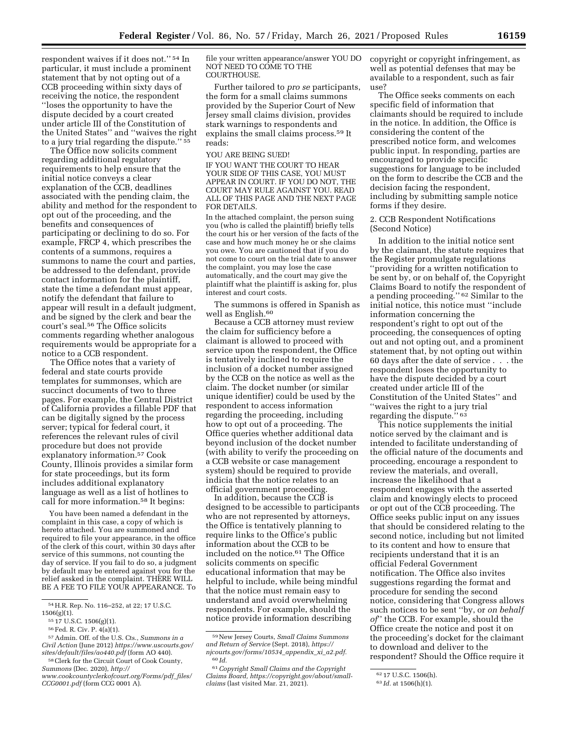respondent waives if it does not.''[54] In particular, it must include a prominent statement that by not opting out of a CCB proceeding within sixty days of receiving the notice, the respondent ''loses the opportunity to have the dispute decided by a court created under article III of the Constitution of the United States'' and ''waives the right to a jury trial regarding the dispute.''[55]

The Office now solicits comment regarding additional regulatory requirements to help ensure that the initial notice conveys a clear explanation of the CCB, deadlines associated with the pending claim, the ability and method for the respondent to opt out of the proceeding, and the benefits and consequences of participating or declining to do so. For example, FRCP 4, which prescribes the contents of a summons, requires a summons to name the court and parties, be addressed to the defendant, provide contact information for the plaintiff, state the time a defendant must appear, notify the defendant that failure to appear will result in a default judgment, and be signed by the clerk and bear the court's seal.[56] The Office solicits comments regarding whether analogous requirements would be appropriate for a notice to a CCB respondent.

The Office notes that a variety of federal and state courts provide templates for summonses, which are succinct documents of two to three pages. For example, the Central District of California provides a fillable PDF that can be digitally signed by the process server; typical for federal court, it references the relevant rules of civil procedure but does not provide explanatory information.[57] Cook County, Illinois provides a similar form for state proceedings, but its form includes additional explanatory language as well as a list of hotlines to call for more information.[58] It begins:

> You have been named a defendant in the complaint in this case, a copy of which is hereto attached. You are summoned and required to file your appearance, in the office of the clerk of this court, within 30 days after service of this summons, not counting the day of service. If you fail to do so, a judgment by default may be entered against you for the relief assked in the complaint. THERE WILL BE A FEE TO FILE YOUR APPEARANCE. To file your written appearance/answer YOU DO NOT NEED TO COME TO THE COURTHOUSE.

Further tailored to *pro se* participants, the form for a small claims summons provided by the Superior Court of New Jersey small claims division, provides stark warnings to respondents and explains the small claims process.[59] It reads:

> YOU ARE BEING SUED!
>
> IF YOU WANT THE COURT TO HEAR YOUR SIDE OF THIS CASE, YOU MUST APPEAR IN COURT. IF YOU DO NOT, THE COURT MAY RULE AGAINST YOU. READ ALL OF THIS PAGE AND THE NEXT PAGE FOR DETAILS.
>
> In the attached complaint, the person suing you (who is called the plaintiff) briefly tells the court his or her version of the facts of the case and how much money he or she claims you owe. You are cautioned that if you do not come to court on the trial date to answer the complaint, you may lose the case automatically, and the court may give the plaintiff what the plaintiff is asking for, plus interest and court costs.

The summons is offered in Spanish as well as English.[60]

Because a CCB attorney must review the claim for sufficiency before a claimant is allowed to proceed with service upon the respondent, the Office is tentatively inclined to require the inclusion of a docket number assigned by the CCB on the notice as well as the claim. The docket number (or similar unique identifier) could be used by the respondent to access information regarding the proceeding, including how to opt out of a proceeding. The Office queries whether additional data beyond inclusion of the docket number (with ability to verify the proceeding on a CCB website or case management system) should be required to provide indicia that the notice relates to an official government proceeding.

In addition, because the CCB is designed to be accessible to participants who are not represented by attorneys, the Office is tentatively planning to require links to the Office's public information about the CCB to be included on the notice.[61] The Office solicits comments on specific educational information that may be helpful to include, while being mindful that the notice must remain easy to understand and avoid overwhelming respondents. For example, should the notice provide information describing copyright or copyright infringement, as well as potential defenses that may be available to a respondent, such as fair use?

The Office seeks comments on each specific field of information that claimants should be required to include in the notice. In addition, the Office is considering the content of the prescribed notice form, and welcomes public input. In responding, parties are encouraged to provide specific suggestions for language to be included on the form to describe the CCB and the decision facing the respondent, including by submitting sample notice forms if they desire.

2. CCB Respondent Notifications (Second Notice)

In addition to the initial notice sent by the claimant, the statute requires that the Register promulgate regulations ''providing for a written notification to be sent by, or on behalf of, the Copyright Claims Board to notify the respondent of a pending proceeding.''[62] Similar to the initial notice, this notice must ''include information concerning the respondent's right to opt out of the proceeding, the consequences of opting out and not opting out, and a prominent statement that, by not opting out within 60 days after the date of service . . . the respondent loses the opportunity to have the dispute decided by a court created under article III of the Constitution of the United States'' and ''waives the right to a jury trial regarding the dispute.''[63]

This notice supplements the initial notice served by the claimant and is intended to facilitate understanding of the official nature of the documents and proceeding, encourage a respondent to review the materials, and overall, increase the likelihood that a respondent engages with the asserted claim and knowingly elects to proceed or opt out of the CCB proceeding. The Office seeks public input on any issues that should be considered relating to the second notice, including but not limited to its content and how to ensure that recipients understand that it is an official Federal Government notification. The Office also invites suggestions regarding the format and procedure for sending the second notice, considering that Congress allows such notices to be sent ''by, or *on behalf of*'' the CCB. For example, should the Office create the notice and post it on the proceeding's docket for the claimant to download and deliver to the respondent? Should the Office require it

---

[54] H.R. Rep. No. 116–252, at 22; 17 U.S.C. 1506(g)(1).

[55] 17 U.S.C. 1506(g)(1).

[56] Fed. R. Civ. P. 4(a)(1).

[57] Admin. Off. of the U.S. Cts., *Summons in a Civil Action* (June 2012) *https://www.uscourts.gov/sites/default/files/ao440.pdf* (form AO 440).

[58] Clerk for the Circuit Court of Cook County, *Summons* (Dec. 2020), *http://www.cookcountyclerkofcourt.org/Forms/pdf_files/CCG0001.pdf* (form CCG 0001 A).

[59] New Jersey Courts, *Small Claims Summons and Return of Service* (Sept. 2018), *https://njcourts.gov/forms/10534_appendix_xi_a2.pdf.*

[60] *Id.*

[61] *Copyright Small Claims and the Copyright Claims Board, https://copyright.gov/about/small-claims* (last visited Mar. 21, 2021).

[62] 17 U.S.C. 1506(h).

[63] *Id.* at 1506(h)(1).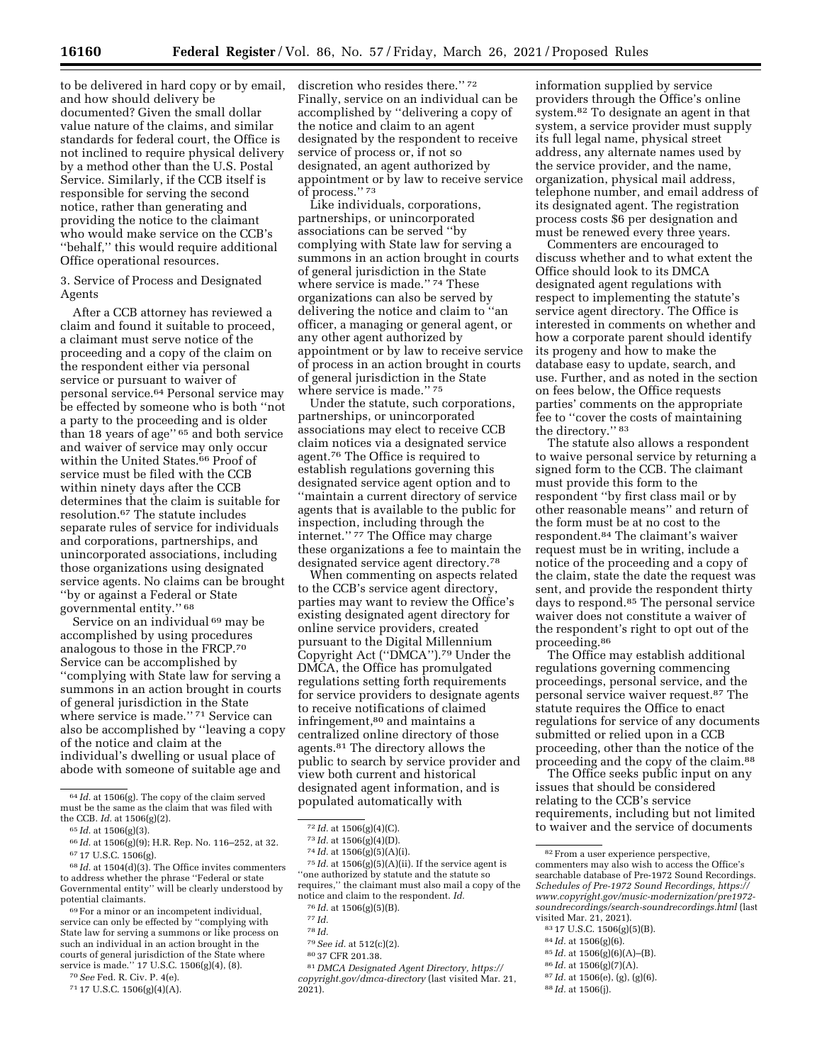to be delivered in hard copy or by email, and how should delivery be documented? Given the small dollar value nature of the claims, and similar standards for federal court, the Office is not inclined to require physical delivery by a method other than the U.S. Postal Service. Similarly, if the CCB itself is responsible for serving the second notice, rather than generating and providing the notice to the claimant who would make service on the CCB's "behalf," this would require additional Office operational resources.

3. Service of Process and Designated Agents

After a CCB attorney has reviewed a claim and found it suitable to proceed, a claimant must serve notice of the proceeding and a copy of the claim on the respondent either via personal service or pursuant to waiver of personal service.[64] Personal service may be effected by someone who is both "not a party to the proceeding and is older than 18 years of age"[65] and both service and waiver of service may only occur within the United States.[66] Proof of service must be filed with the CCB within ninety days after the CCB determines that the claim is suitable for resolution.[67] The statute includes separate rules of service for individuals and corporations, partnerships, and unincorporated associations, including those organizations using designated service agents. No claims can be brought "by or against a Federal or State governmental entity."[68]

Service on an individual[69] may be accomplished by using procedures analogous to those in the FRCP.[70] Service can be accomplished by "complying with State law for serving a summons in an action brought in courts of general jurisdiction in the State where service is made."[71] Service can also be accomplished by "leaving a copy of the notice and claim at the individual's dwelling or usual place of abode with someone of suitable age and discretion who resides there."[72] Finally, service on an individual can be accomplished by "delivering a copy of the notice and claim to an agent designated by the respondent to receive service of process or, if not so designated, an agent authorized by appointment or by law to receive service of process."[73]

Like individuals, corporations, partnerships, or unincorporated associations can be served "by complying with State law for serving a summons in an action brought in courts of general jurisdiction in the State where service is made."[74] These organizations can also be served by delivering the notice and claim to "an officer, a managing or general agent, or any other agent authorized by appointment or by law to receive service of process in an action brought in courts of general jurisdiction in the State where service is made."[75]

Under the statute, such corporations, partnerships, or unincorporated associations may elect to receive CCB claim notices via a designated service agent.[76] The Office is required to establish regulations governing this designated service agent option and to "maintain a current directory of service agents that is available to the public for inspection, including through the internet."[77] The Office may charge these organizations a fee to maintain the designated service agent directory.[78]

When commenting on aspects related to the CCB's service agent directory, parties may want to review the Office's existing designated agent directory for online service providers, created pursuant to the Digital Millennium Copyright Act ("DMCA").[79] Under the DMCA, the Office has promulgated regulations setting forth requirements for service providers to designate agents to receive notifications of claimed infringement,[80] and maintains a centralized online directory of those agents.[81] The directory allows the public to search by service provider and view both current and historical designated agent information, and is populated automatically with information supplied by service providers through the Office's online system.[82] To designate an agent in that system, a service provider must supply its full legal name, physical street address, any alternate names used by the service provider, and the name, organization, physical mail address, telephone number, and email address of its designated agent. The registration process costs $6 per designation and must be renewed every three years.

Commenters are encouraged to discuss whether and to what extent the Office should look to its DMCA designated agent regulations with respect to implementing the statute's service agent directory. The Office is interested in comments on whether and how a corporate parent should identify its progeny and how to make the database easy to update, search, and use. Further, and as noted in the section on fees below, the Office requests parties' comments on the appropriate fee to "cover the costs of maintaining the directory."[83]

The statute also allows a respondent to waive personal service by returning a signed form to the CCB. The claimant must provide this form to the respondent "by first class mail or by other reasonable means" and return of the form must be at no cost to the respondent.[84] The claimant's waiver request must be in writing, include a notice of the proceeding and a copy of the claim, state the date the request was sent, and provide the respondent thirty days to respond.[85] The personal service waiver does not constitute a waiver of the respondent's right to opt out of the proceeding.[86]

The Office may establish additional regulations governing commencing proceedings, personal service, and the personal service waiver request.[87] The statute requires the Office to enact regulations for service of any documents submitted or relied upon in a CCB proceeding, other than the notice of the proceeding and the copy of the claim.[88]

The Office seeks public input on any issues that should be considered relating to the CCB's service requirements, including but not limited to waiver and the service of documents

---

[64] *Id.* at 1506(g). The copy of the claim served must be the same as the claim that was filed with the CCB. *Id.* at 1506(g)(2).

[65] *Id.* at 1506(g)(3).

[66] *Id.* at 1506(g)(9); H.R. Rep. No. 116–252, at 32.

[67] 17 U.S.C. 1506(g).

[68] *Id.* at 1504(d)(3). The Office invites commenters to address whether the phrase "Federal or state Governmental entity" will be clearly understood by potential claimants.

[69] For a minor or an incompetent individual, service can only be effected by "complying with State law for serving a summons or like process on such an individual in an action brought in the courts of general jurisdiction of the State where service is made." 17 U.S.C. 1506(g)(4), (8).

[70] *See* Fed. R. Civ. P. 4(e).

[71] 17 U.S.C. 1506(g)(4)(A).

[72] *Id.* at 1506(g)(4)(C).

[73] *Id.* at 1506(g)(4)(D).

[74] *Id.* at 1506(g)(5)(A)(i).

[75] *Id.* at 1506(g)(5)(A)(ii). If the service agent is "one authorized by statute and the statute so requires," the claimant must also mail a copy of the notice and claim to the respondent. *Id.*

[76] *Id.* at 1506(g)(5)(B).

[77] *Id.*

[78] *Id.*

[79] *See id.* at 512(c)(2).

[80] 37 CFR 201.38.

[81] *DMCA Designated Agent Directory, https://copyright.gov/dmca-directory* (last visited Mar. 21, 2021).

[82] From a user experience perspective, commenters may also wish to access the Office's searchable database of Pre-1972 Sound Recordings. *Schedules of Pre-1972 Sound Recordings, https://www.copyright.gov/music-modernization/pre1972-soundrecordings/search-soundrecordings.html* (last visited Mar. 21, 2021).

[83] 17 U.S.C. 1506(g)(5)(B).

[84] *Id.* at 1506(g)(6).

[85] *Id.* at 1506(g)(6)(A)–(B).

[86] *Id.* at 1506(g)(7)(A).

[87] *Id.* at 1506(e), (g), (g)(6).

[88] *Id.* at 1506(j).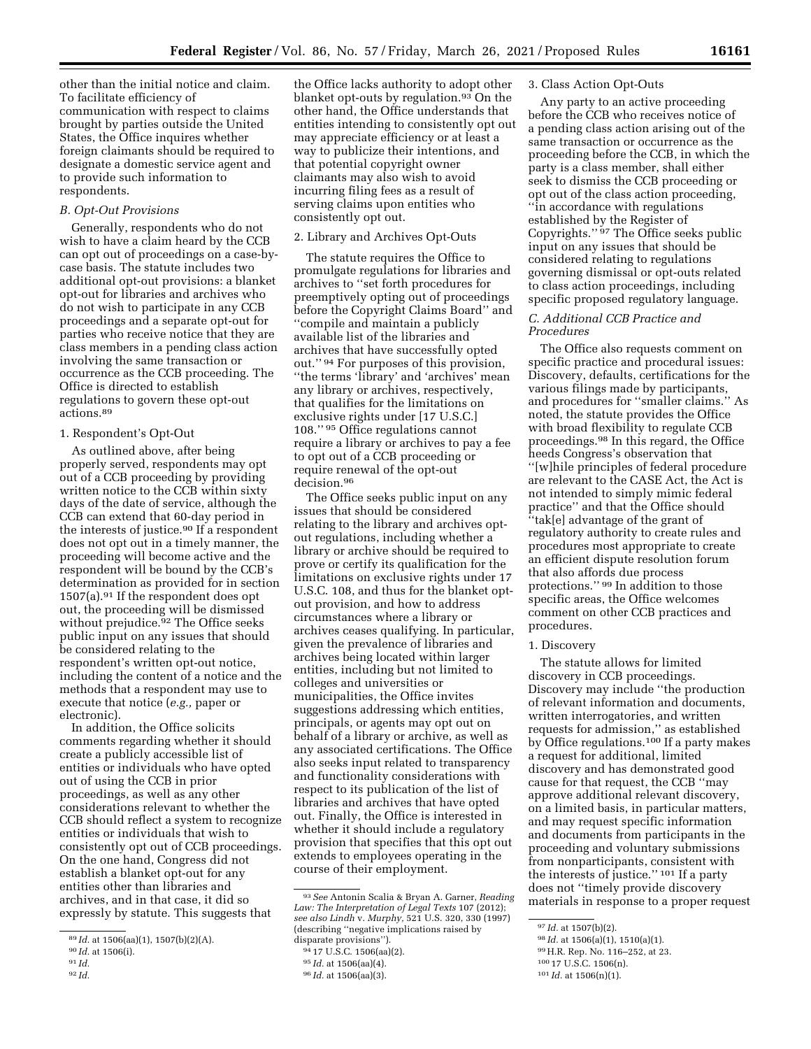other than the initial notice and claim. To facilitate efficiency of communication with respect to claims brought by parties outside the United States, the Office inquires whether foreign claimants should be required to designate a domestic service agent and to provide such information to respondents.

### B. Opt-Out Provisions

Generally, respondents who do not wish to have a claim heard by the CCB can opt out of proceedings on a case-by-case basis. The statute includes two additional opt-out provisions: a blanket opt-out for libraries and archives who do not wish to participate in any CCB proceedings and a separate opt-out for parties who receive notice that they are class members in a pending class action involving the same transaction or occurrence as the CCB proceeding. The Office is directed to establish regulations to govern these opt-out actions.[89]

#### 1. Respondent's Opt-Out

As outlined above, after being properly served, respondents may opt out of a CCB proceeding by providing written notice to the CCB within sixty days of the date of service, although the CCB can extend that 60-day period in the interests of justice.[90] If a respondent does not opt out in a timely manner, the proceeding will become active and the respondent will be bound by the CCB's determination as provided for in section 1507(a).[91] If the respondent does opt out, the proceeding will be dismissed without prejudice.[92] The Office seeks public input on any issues that should be considered relating to the respondent's written opt-out notice, including the content of a notice and the methods that a respondent may use to execute that notice (*e.g.,* paper or electronic).

In addition, the Office solicits comments regarding whether it should create a publicly accessible list of entities or individuals who have opted out of using the CCB in prior proceedings, as well as any other considerations relevant to whether the CCB should reflect a system to recognize entities or individuals that wish to consistently opt out of CCB proceedings. On the one hand, Congress did not establish a blanket opt-out for any entities other than libraries and archives, and in that case, it did so expressly by statute. This suggests that the Office lacks authority to adopt other blanket opt-outs by regulation.[93] On the other hand, the Office understands that entities intending to consistently opt out may appreciate efficiency or at least a way to publicize their intentions, and that potential copyright owner claimants may also wish to avoid incurring filing fees as a result of serving claims upon entities who consistently opt out.

#### 2. Library and Archives Opt-Outs

The statute requires the Office to promulgate regulations for libraries and archives to "set forth procedures for preemptively opting out of proceedings before the Copyright Claims Board" and "compile and maintain a publicly available list of the libraries and archives that have successfully opted out." [94] For purposes of this provision, "the terms 'library' and 'archives' mean any library or archives, respectively, that qualifies for the limitations on exclusive rights under [17 U.S.C.] 108." [95] Office regulations cannot require a library or archives to pay a fee to opt out of a CCB proceeding or require renewal of the opt-out decision.[96]

The Office seeks public input on any issues that should be considered relating to the library and archives opt-out regulations, including whether a library or archive should be required to prove or certify its qualification for the limitations on exclusive rights under 17 U.S.C. 108, and thus for the blanket opt-out provision, and how to address circumstances where a library or archives ceases qualifying. In particular, given the prevalence of libraries and archives being located within larger entities, including but not limited to colleges and universities or municipalities, the Office invites suggestions addressing which entities, principals, or agents may opt out on behalf of a library or archive, as well as any associated certifications. The Office also seeks input related to transparency and functionality considerations with respect to its publication of the list of libraries and archives that have opted out. Finally, the Office is interested in whether it should include a regulatory provision that specifies that this opt out extends to employees operating in the course of their employment.

#### 3. Class Action Opt-Outs

Any party to an active proceeding before the CCB who receives notice of a pending class action arising out of the same transaction or occurrence as the proceeding before the CCB, in which the party is a class member, shall either seek to dismiss the CCB proceeding or opt out of the class action proceeding, "in accordance with regulations established by the Register of Copyrights." [97] The Office seeks public input on any issues that should be considered relating to regulations governing dismissal or opt-outs related to class action proceedings, including specific proposed regulatory language.

### C. Additional CCB Practice and Procedures

The Office also requests comment on specific practice and procedural issues: Discovery, defaults, certifications for the various filings made by participants, and procedures for "smaller claims." As noted, the statute provides the Office with broad flexibility to regulate CCB proceedings.[98] In this regard, the Office heeds Congress's observation that "[w]hile principles of federal procedure are relevant to the CASE Act, the Act is not intended to simply mimic federal practice" and that the Office should "tak[e] advantage of the grant of regulatory authority to create rules and procedures most appropriate to create an efficient dispute resolution forum that also affords due process protections." [99] In addition to those specific areas, the Office welcomes comment on other CCB practices and procedures.

#### 1. Discovery

The statute allows for limited discovery in CCB proceedings. Discovery may include "the production of relevant information and documents, written interrogatories, and written requests for admission," as established by Office regulations.[100] If a party makes a request for additional, limited discovery and has demonstrated good cause for that request, the CCB "may approve additional relevant discovery, on a limited basis, in particular matters, and may request specific information and documents from participants in the proceeding and voluntary submissions from nonparticipants, consistent with the interests of justice." [101] If a party does not "timely provide discovery materials in response to a proper request

---

[89] *Id.* at 1506(aa)(1), 1507(b)(2)(A).

[90] *Id.* at 1506(i).

[91] *Id.*

[92] *Id.*

[93] *See* Antonin Scalia & Bryan A. Garner, *Reading Law: The Interpretation of Legal Texts* 107 (2012); *see also Lindh* v. *Murphy*, 521 U.S. 320, 330 (1997) (describing "negative implications raised by disparate provisions").

[94] 17 U.S.C. 1506(aa)(2).

[95] *Id.* at 1506(aa)(4).

[96] *Id.* at 1506(aa)(3).

[97] *Id.* at 1507(b)(2).

[98] *Id.* at 1506(a)(1), 1510(a)(1).

[99] H.R. Rep. No. 116–252, at 23.

[100] 17 U.S.C. 1506(n).

[101] *Id.* at 1506(n)(1).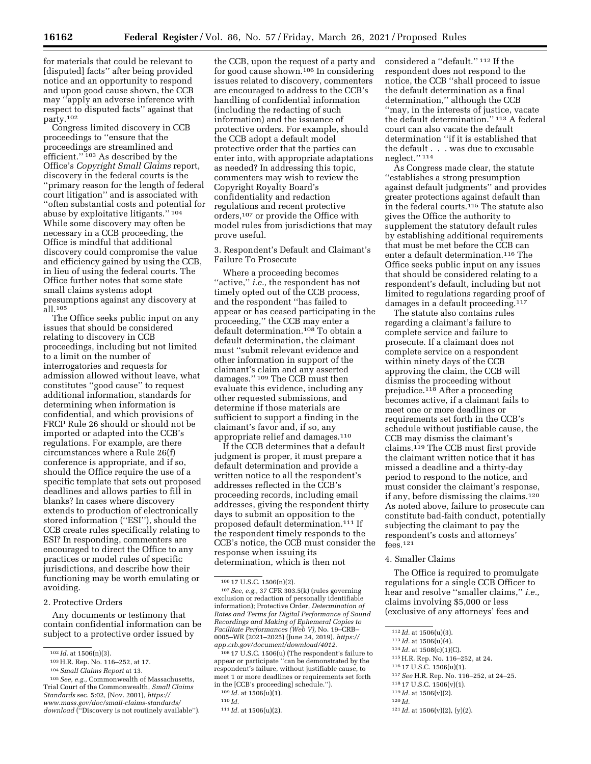for materials that could be relevant to [disputed] facts'' after being provided notice and an opportunity to respond and upon good cause shown, the CCB may ''apply an adverse inference with respect to disputed facts'' against that party.[102]

Congress limited discovery in CCB proceedings to ''ensure that the proceedings are streamlined and efficient.''[103] As described by the Office's *Copyright Small Claims* report, discovery in the federal courts is the ''primary reason for the length of federal court litigation'' and is associated with ''often substantial costs and potential for abuse by exploitative litigants.''[104] While some discovery may often be necessary in a CCB proceeding, the Office is mindful that additional discovery could compromise the value and efficiency gained by using the CCB, in lieu of using the federal courts. The Office further notes that some state small claims systems adopt presumptions against any discovery at all.[105]

The Office seeks public input on any issues that should be considered relating to discovery in CCB proceedings, including but not limited to a limit on the number of interrogatories and requests for admission allowed without leave, what constitutes ''good cause'' to request additional information, standards for determining when information is confidential, and which provisions of FRCP Rule 26 should or should not be imported or adapted into the CCB's regulations. For example, are there circumstances where a Rule 26(f) conference is appropriate, and if so, should the Office require the use of a specific template that sets out proposed deadlines and allows parties to fill in blanks? In cases where discovery extends to production of electronically stored information (''ESI''), should the CCB create rules specifically relating to ESI? In responding, commenters are encouraged to direct the Office to any practices or model rules of specific jurisdictions, and describe how their functioning may be worth emulating or avoiding.

2. Protective Orders

Any documents or testimony that contain confidential information can be subject to a protective order issued by the CCB, upon the request of a party and for good cause shown.[106] In considering issues related to discovery, commenters are encouraged to address to the CCB's handling of confidential information (including the redacting of such information) and the issuance of protective orders. For example, should the CCB adopt a default model protective order that the parties can enter into, with appropriate adaptations as needed? In addressing this topic, commenters may wish to review the Copyright Royalty Board's confidentiality and redaction regulations and recent protective orders,[107] or provide the Office with model rules from jurisdictions that may prove useful.

3. Respondent's Default and Claimant's Failure To Prosecute

Where a proceeding becomes ''active,'' *i.e.,* the respondent has not timely opted out of the CCB process, and the respondent ''has failed to appear or has ceased participating in the proceeding,'' the CCB may enter a default determination.[108] To obtain a default determination, the claimant must ''submit relevant evidence and other information in support of the claimant's claim and any asserted damages.''[109] The CCB must then evaluate this evidence, including any other requested submissions, and determine if those materials are sufficient to support a finding in the claimant's favor and, if so, any appropriate relief and damages.[110]

If the CCB determines that a default judgment is proper, it must prepare a default determination and provide a written notice to all the respondent's addresses reflected in the CCB's proceeding records, including email addresses, giving the respondent thirty days to submit an opposition to the proposed default determination.[111] If the respondent timely responds to the CCB's notice, the CCB must consider the response when issuing its determination, which is then not considered a ''default.''[112] If the respondent does not respond to the notice, the CCB ''shall proceed to issue the default determination as a final determination,'' although the CCB ''may, in the interests of justice, vacate the default determination.''[113] A federal court can also vacate the default determination ''if it is established that the default . . . was due to excusable neglect.''[114]

As Congress made clear, the statute ''establishes a strong presumption against default judgments'' and provides greater protections against default than in the federal courts.[115] The statute also gives the Office the authority to supplement the statutory default rules by establishing additional requirements that must be met before the CCB can enter a default determination.[116] The Office seeks public input on any issues that should be considered relating to a respondent's default, including but not limited to regulations regarding proof of damages in a default proceeding.[117]

The statute also contains rules regarding a claimant's failure to complete service and failure to prosecute. If a claimant does not complete service on a respondent within ninety days of the CCB approving the claim, the CCB will dismiss the proceeding without prejudice.[118] After a proceeding becomes active, if a claimant fails to meet one or more deadlines or requirements set forth in the CCB's schedule without justifiable cause, the CCB may dismiss the claimant's claims.[119] The CCB must first provide the claimant written notice that it has missed a deadline and a thirty-day period to respond to the notice, and must consider the claimant's response, if any, before dismissing the claims.[120] As noted above, failure to prosecute can constitute bad-faith conduct, potentially subjecting the claimant to pay the respondent's costs and attorneys' fees.[121]

4. Smaller Claims

The Office is required to promulgate regulations for a single CCB Officer to hear and resolve ''smaller claims,'' *i.e.,* claims involving $5,000 or less (exclusive of any attorneys' fees and

---

[102] *Id.* at 1506(n)(3).

[103] H.R. Rep. No. 116–252, at 17.

[104] *Small Claims Report* at 13.

[105] *See, e.g.,* Commonwealth of Massachusetts, Trial Court of the Commonwealth, *Small Claims Standards* sec. 5:02, (Nov. 2001), *https://www.mass.gov/doc/small-claims-standards/download* (''Discovery is not routinely available'').

[106] 17 U.S.C. 1506(n)(2).

[107] *See, e.g.,* 37 CFR 303.5(k) (rules governing exclusion or redaction of personally identifiable information); Protective Order, *Determination of Rates and Terms for Digital Performance of Sound Recordings and Making of Ephemeral Copies to Facilitate Performances (Web V),* No. 19–CRB–0005–WR (2021–2025) (June 24, 2019), *https://app.crb.gov/document/download/4012.*

[108] 17 U.S.C. 1506(u) (The respondent's failure to appear or participate ''can be demonstrated by the respondent's failure, without justifiable cause, to meet 1 or more deadlines or requirements set forth in the [CCB's proceeding] schedule.'').

[109] *Id.* at 1506(u)(1).

[110] *Id.*

[111] *Id.* at 1506(u)(2).

[112] *Id.* at 1506(u)(3).

[113] *Id.* at 1506(u)(4).

[114] *Id.* at 1508(c)(1)(C).

[115] H.R. Rep. No. 116–252, at 24.

[116] 17 U.S.C. 1506(u)(1).

[117] *See* H.R. Rep. No. 116–252, at 24–25.

[118] 17 U.S.C. 1506(v)(1).

[119] *Id.* at 1506(v)(2).

[120] *Id.*

[121] *Id.* at 1506(v)(2), (y)(2).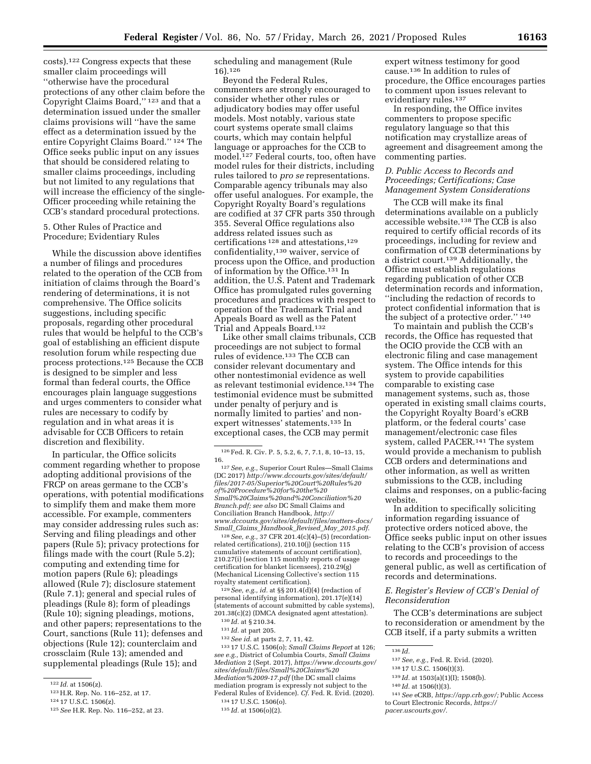costs).[122] Congress expects that these smaller claim proceedings will ''otherwise have the procedural protections of any other claim before the Copyright Claims Board,'' [123] and that a determination issued under the smaller claims provisions will ''have the same effect as a determination issued by the entire Copyright Claims Board.'' [124] The Office seeks public input on any issues that should be considered relating to smaller claims proceedings, including but not limited to any regulations that will increase the efficiency of the single-Officer proceeding while retaining the CCB's standard procedural protections.

5. Other Rules of Practice and Procedure; Evidentiary Rules

While the discussion above identifies a number of filings and procedures related to the operation of the CCB from initiation of claims through the Board's rendering of determinations, it is not comprehensive. The Office solicits suggestions, including specific proposals, regarding other procedural rules that would be helpful to the CCB's goal of establishing an efficient dispute resolution forum while respecting due process protections.[125] Because the CCB is designed to be simpler and less formal than federal courts, the Office encourages plain language suggestions and urges commenters to consider what rules are necessary to codify by regulation and in what areas it is advisable for CCB Officers to retain discretion and flexibility.

In particular, the Office solicits comment regarding whether to propose adopting additional provisions of the FRCP on areas germane to the CCB's operations, with potential modifications to simplify them and make them more accessible. For example, commenters may consider addressing rules such as: Serving and filing pleadings and other papers (Rule 5); privacy protections for filings made with the court (Rule 5.2); computing and extending time for motion papers (Rule 6); pleadings allowed (Rule 7); disclosure statement (Rule 7.1); general and special rules of pleadings (Rule 8); form of pleadings (Rule 10); signing pleadings, motions, and other papers; representations to the Court, sanctions (Rule 11); defenses and objections (Rule 12); counterclaim and crossclaim (Rule 13); amended and supplemental pleadings (Rule 15); and scheduling and management (Rule 16).[126]

Beyond the Federal Rules, commenters are strongly encouraged to consider whether other rules or adjudicatory bodies may offer useful models. Most notably, various state court systems operate small claims courts, which may contain helpful language or approaches for the CCB to model.[127] Federal courts, too, often have model rules for their districts, including rules tailored to *pro se* representations. Comparable agency tribunals may also offer useful analogues. For example, the Copyright Royalty Board's regulations are codified at 37 CFR parts 350 through 355. Several Office regulations also address related issues such as certifications [128] and attestations,[129] confidentiality,[130] waiver, service of process upon the Office, and production of information by the Office.[131] In addition, the U.S. Patent and Trademark Office has promulgated rules governing procedures and practices with respect to operation of the Trademark Trial and Appeals Board as well as the Patent Trial and Appeals Board.[132]

Like other small claims tribunals, CCB proceedings are not subject to formal rules of evidence.[133] The CCB can consider relevant documentary and other nontestimonial evidence as well as relevant testimonial evidence.[134] The testimonial evidence must be submitted under penalty of perjury and is normally limited to parties' and non-expert witnesses' statements.[135] In exceptional cases, the CCB may permit expert witness testimony for good cause.[136] In addition to rules of procedure, the Office encourages parties to comment upon issues relevant to evidentiary rules.[137]

In responding, the Office invites commenters to propose specific regulatory language so that this notification may crystallize areas of agreement and disagreement among the commenting parties.

### *D. Public Access to Records and Proceedings; Certifications; Case Management System Considerations*

The CCB will make its final determinations available on a publicly accessible website.[138] The CCB is also required to certify official records of its proceedings, including for review and confirmation of CCB determinations by a district court.[139] Additionally, the Office must establish regulations regarding publication of other CCB determination records and information, ''including the redaction of records to protect confidential information that is the subject of a protective order.'' [140]

To maintain and publish the CCB's records, the Office has requested that the OCIO provide the CCB with an electronic filing and case management system. The Office intends for this system to provide capabilities comparable to existing case management systems, such as, those operated in existing small claims courts, the Copyright Royalty Board's eCRB platform, or the federal courts' case management/electronic case files system, called PACER.[141] The system would provide a mechanism to publish CCB orders and determinations and other information, as well as written submissions to the CCB, including claims and responses, on a public-facing website.

In addition to specifically soliciting information regarding issuance of protective orders noticed above, the Office seeks public input on other issues relating to the CCB's provision of access to records and proceedings to the general public, as well as certification of records and determinations.

### *E. Register's Review of CCB's Denial of Reconsideration*

The CCB's determinations are subject to reconsideration or amendment by the CCB itself, if a party submits a written

---

[122] *Id.* at 1506(z).

[123] H.R. Rep. No. 116–252, at 17.

[124] 17 U.S.C. 1506(z).

[125] *See* H.R. Rep. No. 116–252, at 23.

[126] Fed. R. Civ. P. 5, 5.2, 6, 7, 7.1, 8, 10–13, 15, 16.

[127] *See, e.g.,* Superior Court Rules—Small Claims (DC 2017) *http://www.dccourts.gov/sites/default/files/2017-05/Superior%20Court%20Rules%20of%20Procedure%20for%20the%20Small%20Claims%20and%20Conciliation%20Branch.pdf; see also* DC Small Claims and Conciliation Branch Handbook, *http://www.dccourts.gov/sites/default/files/matters-docs/Small_Claims_Handbook_Revised_May_2015.pdf.*

[128] *See, e.g.,* 37 CFR 201.4(c)(4)–(5) (recordation-related certifications), 210.10(j) (section 115 cumulative statements of account certification), 210.27(i) (section 115 monthly reports of usage certification for blanket licensees), 210.29(g) (Mechanical Licensing Collective's section 115 royalty statement certification).

[129] *See, e.g., id.* at §§ 201.4(d)(4) (redaction of personal identifying information), 201.17(e)(14) (statements of account submitted by cable systems), 201.38(c)(2) (DMCA designated agent attestation).

[130] *Id.* at § 210.34.

[131] *Id.* at part 205.

[132] *See id.* at parts 2, 7, 11, 42.

[133] 17 U.S.C. 1506(o); *Small Claims Report* at 126; *see e.g.,* District of Columbia Courts, *Small Claims Mediation* 2 (Sept. 2017), *https://www.dccourts.gov/sites/default/files/Small%20Claims%20Mediation%2009-17.pdf* (the DC small claims mediation program is expressly not subject to the Federal Rules of Evidence). *Cf.* Fed. R. Evid. (2020).

[134] 17 U.S.C. 1506(o).

[135] *Id.* at 1506(o)(2).

[136] *Id.*

[137] *See, e.g.,* Fed. R. Evid. (2020).

[138] 17 U.S.C. 1506(t)(3).

[139] *Id.* at 1503(a)(1)(I); 1508(b).

[140] *Id.* at 1506(t)(3).

[141] *See* eCRB, *https://app.crb.gov/;* Public Access to Court Electronic Records, *https://pacer.uscourts.gov/.*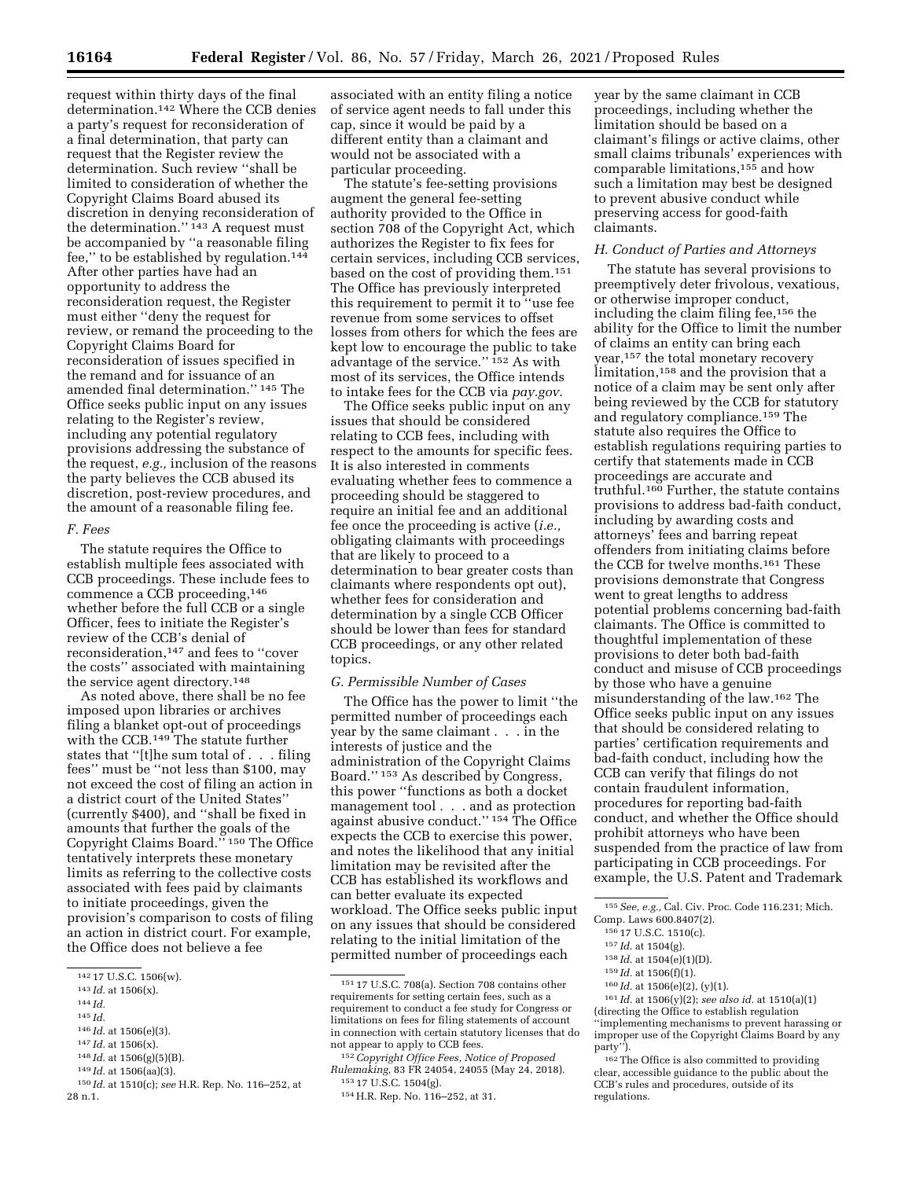request within thirty days of the final determination.[142] Where the CCB denies a party's request for reconsideration of a final determination, that party can request that the Register review the determination. Such review "shall be limited to consideration of whether the Copyright Claims Board abused its discretion in denying reconsideration of the determination." [143] A request must be accompanied by "a reasonable filing fee," to be established by regulation.[144] After other parties have had an opportunity to address the reconsideration request, the Register must either "deny the request for review, or remand the proceeding to the Copyright Claims Board for reconsideration of issues specified in the remand and for issuance of an amended final determination." [145] The Office seeks public input on any issues relating to the Register's review, including any potential regulatory provisions addressing the substance of the request, *e.g.,* inclusion of the reasons the party believes the CCB abused its discretion, post-review procedures, and the amount of a reasonable filing fee.

### *F. Fees*

The statute requires the Office to establish multiple fees associated with CCB proceedings. These include fees to commence a CCB proceeding,[146] whether before the full CCB or a single Officer, fees to initiate the Register's review of the CCB's denial of reconsideration,[147] and fees to "cover the costs" associated with maintaining the service agent directory.[148]

As noted above, there shall be no fee imposed upon libraries or archives filing a blanket opt-out of proceedings with the CCB.[149] The statute further states that "[t]he sum total of . . . filing fees" must be "not less than $100, may not exceed the cost of filing an action in a district court of the United States" (currently $400), and "shall be fixed in amounts that further the goals of the Copyright Claims Board." [150] The Office tentatively interprets these monetary limits as referring to the collective costs associated with fees paid by claimants to initiate proceedings, given the provision's comparison to costs of filing an action in district court. For example, the Office does not believe a fee associated with an entity filing a notice of service agent needs to fall under this cap, since it would be paid by a different entity than a claimant and would not be associated with a particular proceeding.

The statute's fee-setting provisions augment the general fee-setting authority provided to the Office in section 708 of the Copyright Act, which authorizes the Register to fix fees for certain services, including CCB services, based on the cost of providing them.[151] The Office has previously interpreted this requirement to permit it to "use fee revenue from some services to offset losses from others for which the fees are kept low to encourage the public to take advantage of the service." [152] As with most of its services, the Office intends to intake fees for the CCB via *pay.gov*.

The Office seeks public input on any issues that should be considered relating to CCB fees, including with respect to the amounts for specific fees. It is also interested in comments evaluating whether fees to commence a proceeding should be staggered to require an initial fee and an additional fee once the proceeding is active (*i.e.,* obligating claimants with proceedings that are likely to proceed to a determination to bear greater costs than claimants where respondents opt out), whether fees for consideration and determination by a single CCB Officer should be lower than fees for standard CCB proceedings, or any other related topics.

### *G. Permissible Number of Cases*

The Office has the power to limit "the permitted number of proceedings each year by the same claimant . . . in the interests of justice and the administration of the Copyright Claims Board." [153] As described by Congress, this power "functions as both a docket management tool . . . and as protection against abusive conduct." [154] The Office expects the CCB to exercise this power, and notes the likelihood that any initial limitation may be revisited after the CCB has established its workflows and can better evaluate its expected workload. The Office seeks public input on any issues that should be considered relating to the initial limitation of the permitted number of proceedings each year by the same claimant in CCB proceedings, including whether the limitation should be based on a claimant's filings or active claims, other small claims tribunals' experiences with comparable limitations,[155] and how such a limitation may best be designed to prevent abusive conduct while preserving access for good-faith claimants.

### *H. Conduct of Parties and Attorneys*

The statute has several provisions to preemptively deter frivolous, vexatious, or otherwise improper conduct, including the claim filing fee,[156] the ability for the Office to limit the number of claims an entity can bring each year,[157] the total monetary recovery limitation,[158] and the provision that a notice of a claim may be sent only after being reviewed by the CCB for statutory and regulatory compliance.[159] The statute also requires the Office to establish regulations requiring parties to certify that statements made in CCB proceedings are accurate and truthful.[160] Further, the statute contains provisions to address bad-faith conduct, including by awarding costs and attorneys' fees and barring repeat offenders from initiating claims before the CCB for twelve months.[161] These provisions demonstrate that Congress went to great lengths to address potential problems concerning bad-faith claimants. The Office is committed to thoughtful implementation of these provisions to deter both bad-faith conduct and misuse of CCB proceedings by those who have a genuine misunderstanding of the law.[162] The Office seeks public input on any issues that should be considered relating to parties' certification requirements and bad-faith conduct, including how the CCB can verify that filings do not contain fraudulent information, procedures for reporting bad-faith conduct, and whether the Office should prohibit attorneys who have been suspended from the practice of law from participating in CCB proceedings. For example, the U.S. Patent and Trademark

---

[142] 17 U.S.C. 1506(w).

[143] *Id.* at 1506(x).

[144] *Id.*

[145] *Id.*

[146] *Id.* at 1506(e)(3).

[147] *Id.* at 1506(x).

[148] *Id.* at 1506(g)(5)(B).

[149] *Id.* at 1506(aa)(3).

[150] *Id.* at 1510(c); *see* H.R. Rep. No. 116–252, at 28 n.1.

[151] 17 U.S.C. 708(a). Section 708 contains other requirements for setting certain fees, such as a requirement to conduct a fee study for Congress or limitations on fees for filing statements of account in connection with certain statutory licenses that do not appear to apply to CCB fees.

[152] *Copyright Office Fees, Notice of Proposed Rulemaking,* 83 FR 24054, 24055 (May 24, 2018).

[153] 17 U.S.C. 1504(g).

[154] H.R. Rep. No. 116–252, at 31.

[155] *See, e.g.,* Cal. Civ. Proc. Code 116.231; Mich. Comp. Laws 600.8407(2).

[156] 17 U.S.C. 1510(c).

[157] *Id.* at 1504(g).

[158] *Id.* at 1504(e)(1)(D).

[159] *Id.* at 1506(f)(1).

[160] *Id.* at 1506(e)(2), (y)(1).

[161] *Id.* at 1506(y)(2); *see also id.* at 1510(a)(1) (directing the Office to establish regulation "implementing mechanisms to prevent harassing or improper use of the Copyright Claims Board by any party").

[162] The Office is also committed to providing clear, accessible guidance to the public about the CCB's rules and procedures, outside of its regulations.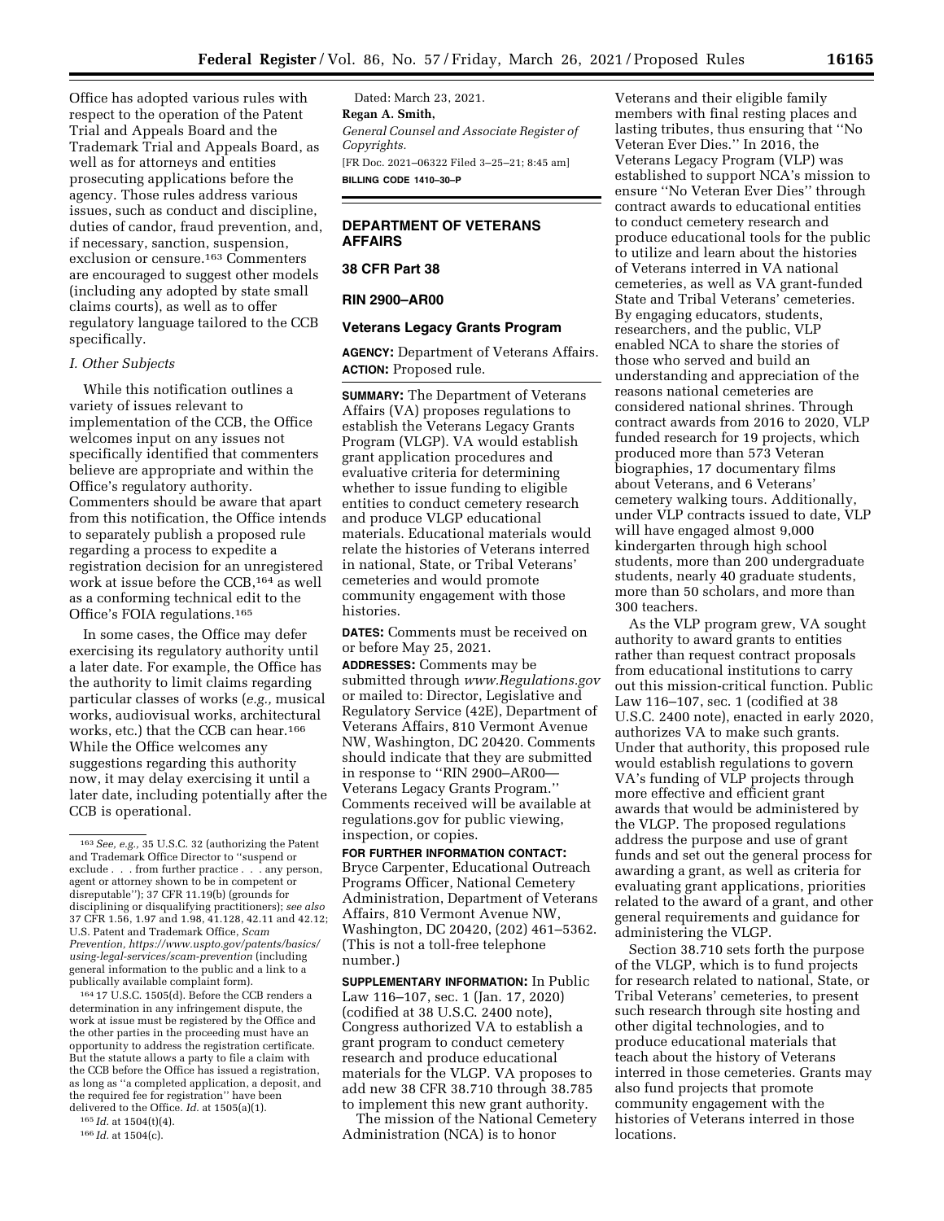Office has adopted various rules with respect to the operation of the Patent Trial and Appeals Board and the Trademark Trial and Appeals Board, as well as for attorneys and entities prosecuting applications before the agency. Those rules address various issues, such as conduct and discipline, duties of candor, fraud prevention, and, if necessary, sanction, suspension, exclusion or censure.[163] Commenters are encouraged to suggest other models (including any adopted by state small claims courts), as well as to offer regulatory language tailored to the CCB specifically.

*I. Other Subjects*

While this notification outlines a variety of issues relevant to implementation of the CCB, the Office welcomes input on any issues not specifically identified that commenters believe are appropriate and within the Office's regulatory authority. Commenters should be aware that apart from this notification, the Office intends to separately publish a proposed rule regarding a process to expedite a registration decision for an unregistered work at issue before the CCB,[164] as well as a conforming technical edit to the Office's FOIA regulations.[165]

In some cases, the Office may defer exercising its regulatory authority until a later date. For example, the Office has the authority to limit claims regarding particular classes of works (*e.g.,* musical works, audiovisual works, architectural works, etc.) that the CCB can hear.[166] While the Office welcomes any suggestions regarding this authority now, it may delay exercising it until a later date, including potentially after the CCB is operational.

[163] *See, e.g.,* 35 U.S.C. 32 (authorizing the Patent and Trademark Office Director to ''suspend or exclude . . . from further practice . . . any person, agent or attorney shown to be in competent or disreputable''); 37 CFR 11.19(b) (grounds for disciplining or disqualifying practitioners); *see also* 37 CFR 1.56, 1.97 and 1.98, 41.128, 42.11 and 42.12; U.S. Patent and Trademark Office, *Scam Prevention, https://www.uspto.gov/patents/basics/using-legal-services/scam-prevention* (including general information to the public and a link to a publically available complaint form).

[164] 17 U.S.C. 1505(d). Before the CCB renders a determination in any infringement dispute, the work at issue must be registered by the Office and the other parties in the proceeding must have an opportunity to address the registration certificate. But the statute allows a party to file a claim with the CCB before the Office has issued a registration, as long as ''a completed application, a deposit, and the required fee for registration'' have been delivered to the Office. *Id.* at 1505(a)(1).

[165] *Id.* at 1504(t)(4).

[166] *Id.* at 1504(c).

Dated: March 23, 2021.

**Regan A. Smith,**

*General Counsel and Associate Register of Copyrights.*

[FR Doc. 2021–06322 Filed 3–25–21; 8:45 am]

**BILLING CODE 1410–30–P**

## DEPARTMENT OF VETERANS AFFAIRS

## 38 CFR Part 38

## RIN 2900–AR00

## Veterans Legacy Grants Program

**AGENCY:** Department of Veterans Affairs.

**ACTION:** Proposed rule.

**SUMMARY:** The Department of Veterans Affairs (VA) proposes regulations to establish the Veterans Legacy Grants Program (VLGP). VA would establish grant application procedures and evaluative criteria for determining whether to issue funding to eligible entities to conduct cemetery research and produce VLGP educational materials. Educational materials would relate the histories of Veterans interred in national, State, or Tribal Veterans' cemeteries and would promote community engagement with those histories.

**DATES:** Comments must be received on or before May 25, 2021.

**ADDRESSES:** Comments may be submitted through *www.Regulations.gov* or mailed to: Director, Legislative and Regulatory Service (42E), Department of Veterans Affairs, 810 Vermont Avenue NW, Washington, DC 20420. Comments should indicate that they are submitted in response to ''RIN 2900–AR00— Veterans Legacy Grants Program.'' Comments received will be available at regulations.gov for public viewing, inspection, or copies.

**FOR FURTHER INFORMATION CONTACT:** Bryce Carpenter, Educational Outreach Programs Officer, National Cemetery Administration, Department of Veterans Affairs, 810 Vermont Avenue NW, Washington, DC 20420, (202) 461–5362. (This is not a toll-free telephone number.)

**SUPPLEMENTARY INFORMATION:** In Public Law 116–107, sec. 1 (Jan. 17, 2020) (codified at 38 U.S.C. 2400 note), Congress authorized VA to establish a grant program to conduct cemetery research and produce educational materials for the VLGP. VA proposes to add new 38 CFR 38.710 through 38.785 to implement this new grant authority.

The mission of the National Cemetery Administration (NCA) is to honor Veterans and their eligible family members with final resting places and lasting tributes, thus ensuring that ''No Veteran Ever Dies.'' In 2016, the Veterans Legacy Program (VLP) was established to support NCA's mission to ensure ''No Veteran Ever Dies'' through contract awards to educational entities to conduct cemetery research and produce educational tools for the public to utilize and learn about the histories of Veterans interred in VA national cemeteries, as well as VA grant-funded State and Tribal Veterans' cemeteries. By engaging educators, students, researchers, and the public, VLP enabled NCA to share the stories of those who served and build an understanding and appreciation of the reasons national cemeteries are considered national shrines. Through contract awards from 2016 to 2020, VLP funded research for 19 projects, which produced more than 573 Veteran biographies, 17 documentary films about Veterans, and 6 Veterans' cemetery walking tours. Additionally, under VLP contracts issued to date, VLP will have engaged almost 9,000 kindergarten through high school students, more than 200 undergraduate students, nearly 40 graduate students, more than 50 scholars, and more than 300 teachers.

As the VLP program grew, VA sought authority to award grants to entities rather than request contract proposals from educational institutions to carry out this mission-critical function. Public Law 116–107, sec. 1 (codified at 38 U.S.C. 2400 note), enacted in early 2020, authorizes VA to make such grants. Under that authority, this proposed rule would establish regulations to govern VA's funding of VLP projects through more effective and efficient grant awards that would be administered by the VLGP. The proposed regulations address the purpose and use of grant funds and set out the general process for awarding a grant, as well as criteria for evaluating grant applications, priorities related to the award of a grant, and other general requirements and guidance for administering the VLGP.

Section 38.710 sets forth the purpose of the VLGP, which is to fund projects for research related to national, State, or Tribal Veterans' cemeteries, to present such research through site hosting and other digital technologies, and to produce educational materials that teach about the history of Veterans interred in those cemeteries. Grants may also fund projects that promote community engagement with the histories of Veterans interred in those locations.